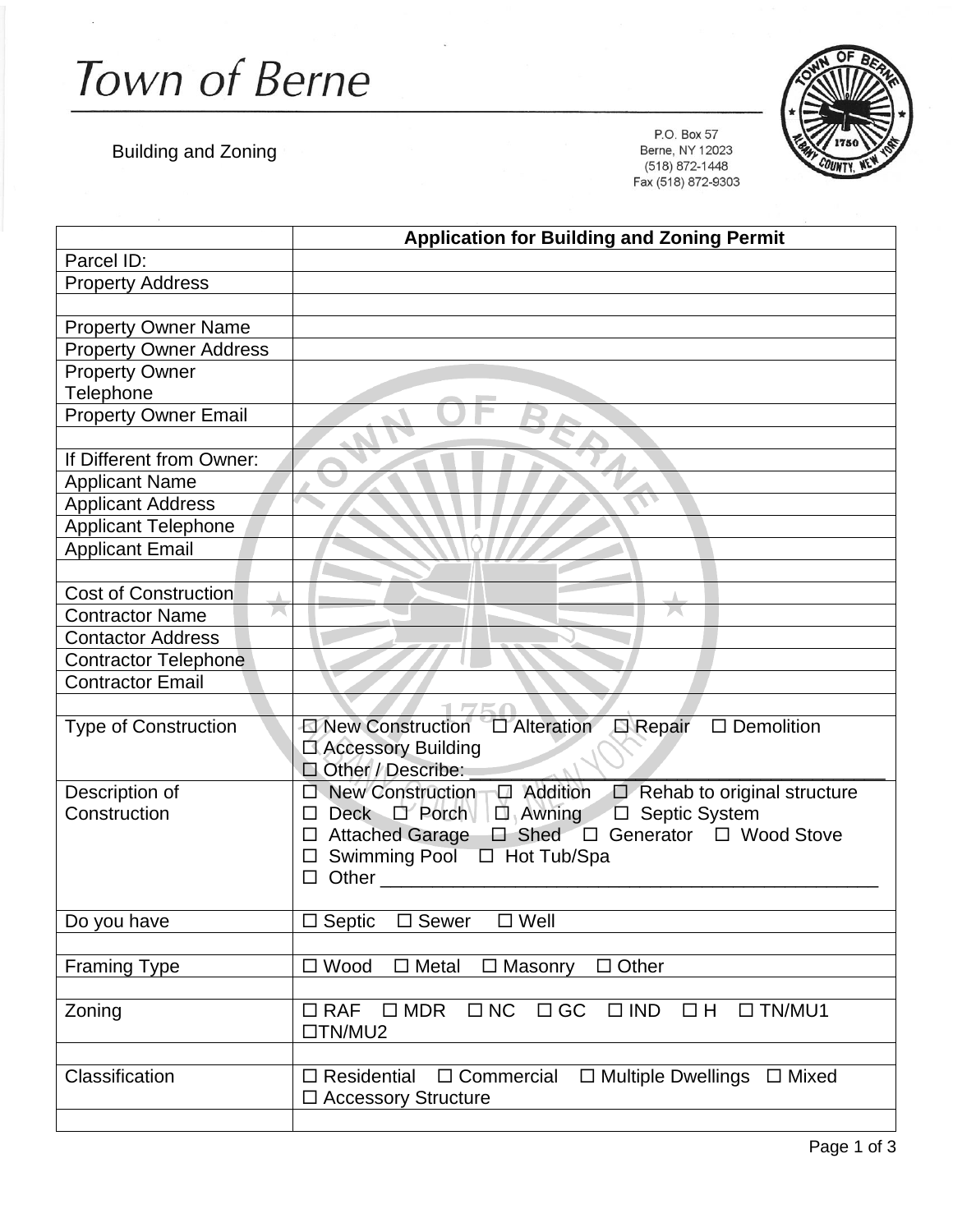# Town of Berne

Building and Zoning

P.O. Box 57
Berne, NY 12023
(518) 872-1448
Fax (518) 872-9303

| | **Application for Building and Zoning Permit** |
|---|---|
| Parcel ID: | |
| Property Address | |
| | |
| Property Owner Name | |
| Property Owner Address | |
| Property Owner Telephone | |
| Property Owner Email | |
| | |
| If Different from Owner: | |
| Applicant Name | |
| Applicant Address | |
| Applicant Telephone | |
| Applicant Email | |
| | |
| Cost of Construction | |
| Contractor Name | |
| Contactor Address | |
| Contractor Telephone | |
| Contractor Email | |
| | |
| Type of Construction | ☐ New Construction ☐ Alteration ☐ Repair ☐ Demolition ☐ Accessory Building ☐ Other / Describe: ______________________ |
| Description of Construction | ☐ New Construction ☐ Addition ☐ Rehab to original structure ☐ Deck ☐ Porch ☐ Awning ☐ Septic System ☐ Attached Garage ☐ Shed ☐ Generator ☐ Wood Stove ☐ Swimming Pool ☐ Hot Tub/Spa ☐ Other ______________________ |
| Do you have | ☐ Septic ☐ Sewer ☐ Well |
| | |
| Framing Type | ☐ Wood ☐ Metal ☐ Masonry ☐ Other |
| | |
| Zoning | ☐ RAF ☐ MDR ☐ NC ☐ GC ☐ IND ☐ H ☐ TN/MU1 ☐TN/MU2 |
| | |
| Classification | ☐ Residential ☐ Commercial ☐ Multiple Dwellings ☐ Mixed ☐ Accessory Structure |
| | |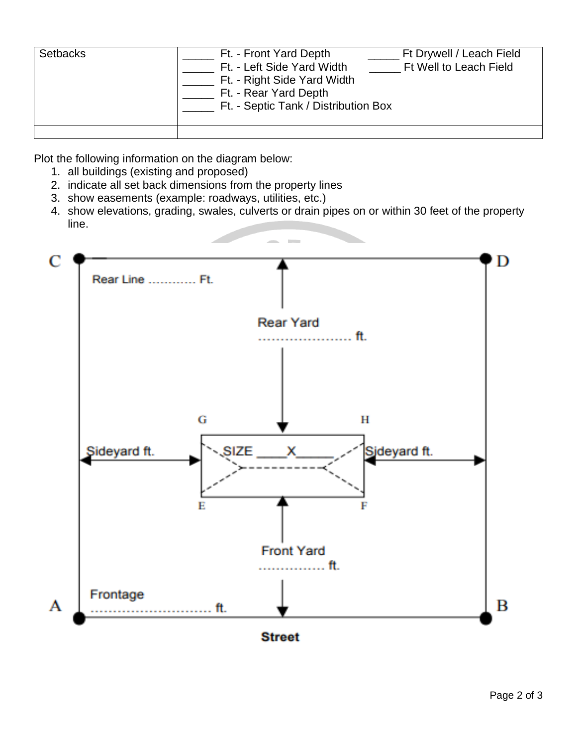| Setbacks | _____ Ft. - Front Yard Depth<br>_____ Ft. - Left Side Yard Width<br>_____ Ft. - Right Side Yard Width<br>_____ Ft. - Rear Yard Depth<br>_____ Ft. - Septic Tank / Distribution Box<br>_____ Ft Drywell / Leach Field<br>_____ Ft Well to Leach Field |
|---|---|
| | |

Plot the following information on the diagram below:

1. all buildings (existing and proposed)
2. indicate all set back dimensions from the property lines
3. show easements (example: roadways, utilities, etc.)
4. show elevations, grading, swales, culverts or drain pipes on or within 30 feet of the property line.

C D

Rear Line ............ Ft.

Rear Yard
...................... ft.

G H

Sideyard ft. SIZE ____X_____ Sideyard ft.

E F

Front Yard
................ ft.

A B

Frontage
.............................. ft.

Street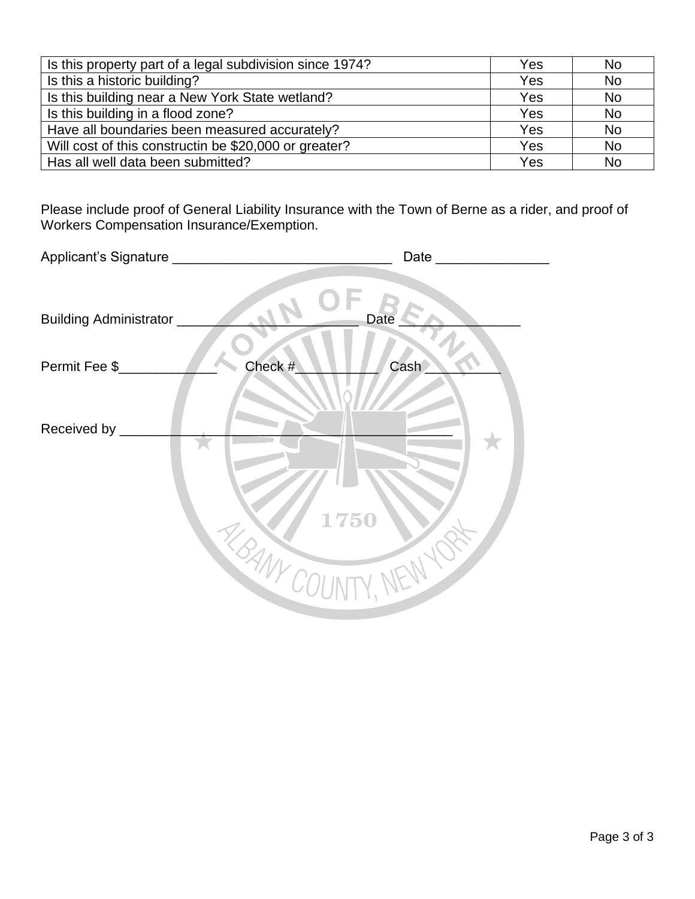| | | |
|---|---|---|
| Is this property part of a legal subdivision since 1974? | Yes | No |
| Is this a historic building? | Yes | No |
| Is this building near a New York State wetland? | Yes | No |
| Is this building in a flood zone? | Yes | No |
| Have all boundaries been measured accurately? | Yes | No |
| Will cost of this constructin be $20,000 or greater? | Yes | No |
| Has all well data been submitted? | Yes | No |

Please include proof of General Liability Insurance with the Town of Berne as a rider, and proof of Workers Compensation Insurance/Exemption.

Applicant's Signature ______________________________ Date _______________

Building Administrator ________________________ Date _______________

Permit Fee $_____________ Check #___________ Cash __________

Received by _____________________________________________